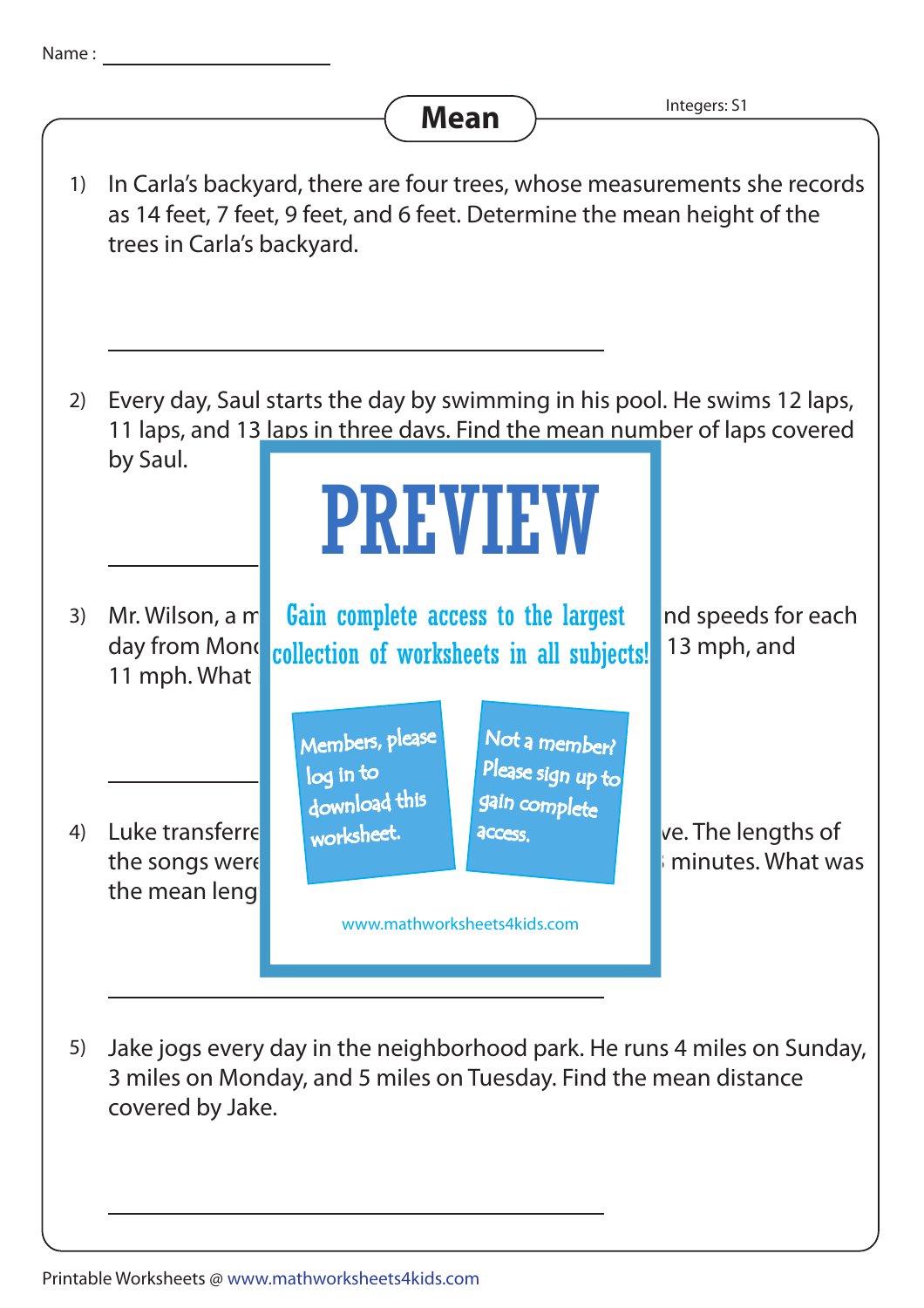Name : ____________________

# Mean

Integers: S1

1) In Carla's backyard, there are four trees, whose measurements she records as 14 feet, 7 feet, 9 feet, and 6 feet. Determine the mean height of the trees in Carla's backyard.

_______________________________________

2) Every day, Saul starts the day by swimming in his pool. He swims 12 laps, 11 laps, and 13 laps in three days. Find the mean number of laps covered by Saul.

_______________________________________

3) Mr. Wilson, a m                                                                      nd speeds for each day from Mond                                                                      13 mph, and 11 mph. What

_______________________________________

4) Luke transferre                                                                      ve. The lengths of the songs were                                                                      minutes. What was the mean leng

_______________________________________

5) Jake jogs every day in the neighborhood park. He runs 4 miles on Sunday, 3 miles on Monday, and 5 miles on Tuesday. Find the mean distance covered by Jake.

_______________________________________

PREVIEW

Gain complete access to the largest collection of worksheets in all subjects!

Members, please log in to download this worksheet.

Not a member? Please sign up to gain complete access.

www.mathworksheets4kids.com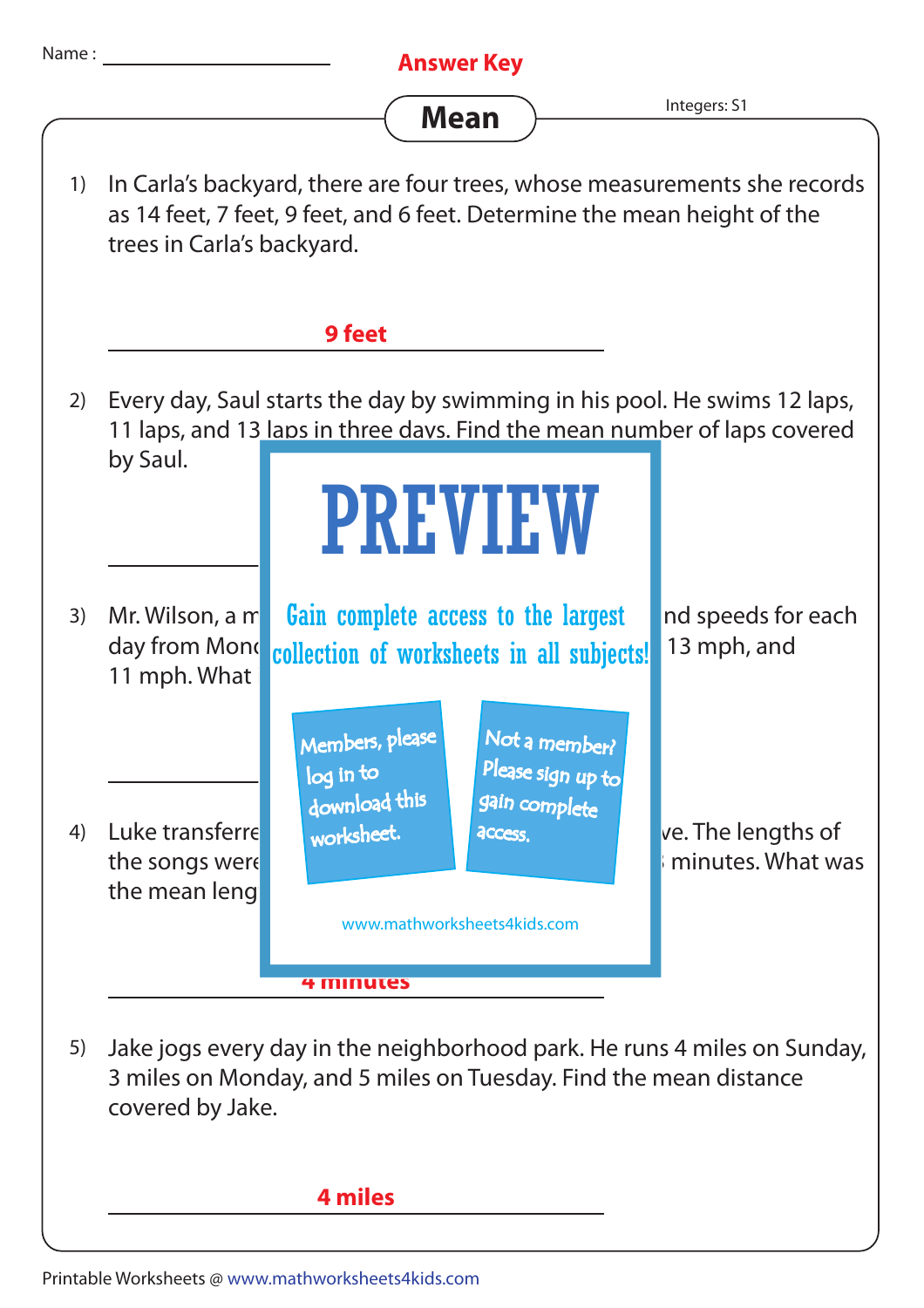Name : ____________________

**Answer Key**

# Mean

Integers: S1

1) In Carla's backyard, there are four trees, whose measurements she records as 14 feet, 7 feet, 9 feet, and 6 feet. Determine the mean height of the trees in Carla's backyard.

**9 feet**

2) Every day, Saul starts the day by swimming in his pool. He swims 12 laps, 11 laps, and 13 laps in three days. Find the mean number of laps covered by Saul.

3) Mr. Wilson, a m nd speeds for each day from Mond 13 mph, and 11 mph. What

4) Luke transferre ve. The lengths of the songs were minutes. What was the mean leng

**4 minutes**

PREVIEW

Gain complete access to the largest collection of worksheets in all subjects!

Members, please log in to download this worksheet.

Not a member? Please sign up to gain complete access.

www.mathworksheets4kids.com

5) Jake jogs every day in the neighborhood park. He runs 4 miles on Sunday, 3 miles on Monday, and 5 miles on Tuesday. Find the mean distance covered by Jake.

**4 miles**

Printable Worksheets @ www.mathworksheets4kids.com